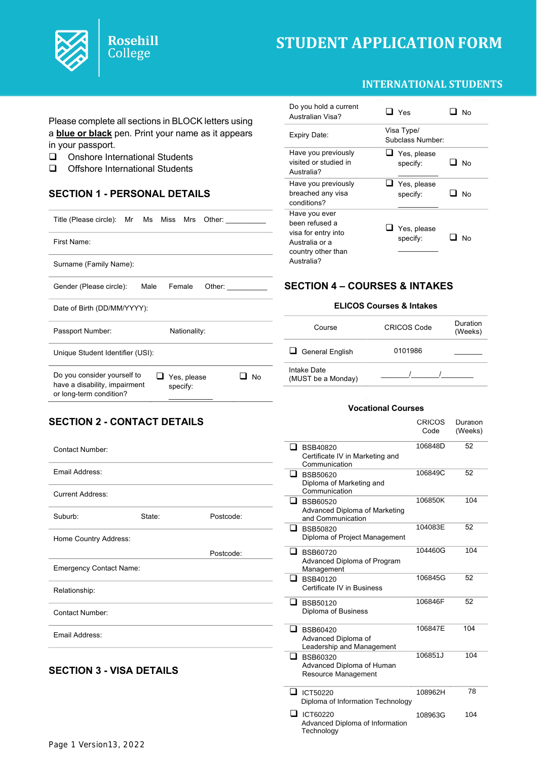# STUDENT APPLICATION FORM

Rosehill College

## INTERNATIONAL STUDENTS

Please complete all sections in BLOCK letters using a **blue or black** pen. Print your name as it appears in your passport.

- ❑ Onshore International Students
- ❑ Offshore International Students

## SECTION 1 - PERSONAL DETAILS

| | | |
|---|---|---|
| Title (Please circle): Mr Ms Miss Mrs Other: __________ | | |
| First Name: | | |
| Surname (Family Name): | | |
| Gender (Please circle): Male Female Other: __________ | | |
| Date of Birth (DD/MM/YYYY): | | |
| Passport Number: | Nationality: | |
| Unique Student Identifier (USI): | | |
| Do you consider yourself to have a disability, impairment or long-term condition? | ❑ Yes, please specify: __________ | ❑ No |

## SECTION 2 - CONTACT DETAILS

| | | |
|---|---|---|
| Contact Number: | | |
| Email Address: | | |
| Current Address: | | |
| Suburb: | State: | Postcode: |
| Home Country Address: | | Postcode: |
| Emergency Contact Name: | | |
| Relationship: | | |
| Contact Number: | | |
| Email Address: | | |

## SECTION 3 - VISA DETAILS

| | | |
|---|---|---|
| Do you hold a current Australian Visa? | ❑ Yes | ❑ No |
| Expiry Date: | Visa Type/ Subclass Number: | |
| Have you previously visited or studied in Australia? | ❑ Yes, please specify: __________ | ❑ No |
| Have you previously breached any visa conditions? | ❑ Yes, please specify: __________ | ❑ No |
| Have you ever been refused a visa for entry into Australia or a country other than Australia? | ❑ Yes, please specify: __________ | ❑ No |

## SECTION 4 – COURSES & INTAKES

### ELICOS Courses & Intakes

| Course | CRICOS Code | Duration (Weeks) |
|---|---|---|
| ❑ General English | 0101986 | ________ |
| Intake Date (MUST be a Monday) | _______/_______/________ | |

### Vocational Courses

| Course | CRICOS Code | Duration (Weeks) |
|---|---|---|
| ❑ BSB40820 Certificate IV in Marketing and Communication | 106848D | 52 |
| ❑ BSB50620 Diploma of Marketing and Communication | 106849C | 52 |
| ❑ BSB60520 Advanced Diploma of Marketing and Communication | 106850K | 104 |
| ❑ BSB50820 Diploma of Project Management | 104083E | 52 |
| ❑ BSB60720 Advanced Diploma of Program Management | 104460G | 104 |
| ❑ BSB40120 Certificate IV in Business | 106845G | 52 |
| ❑ BSB50120 Diploma of Business | 106846F | 52 |
| ❑ BSB60420 Advanced Diploma of Leadership and Management | 106847E | 104 |
| ❑ BSB60320 Advanced Diploma of Human Resource Management | 106851J | 104 |
| ❑ ICT50220 Diploma of Information Technology | 108962H | 78 |
| ❑ ICT60220 Advanced Diploma of Information Technology | 108963G | 104 |

Version13, 2022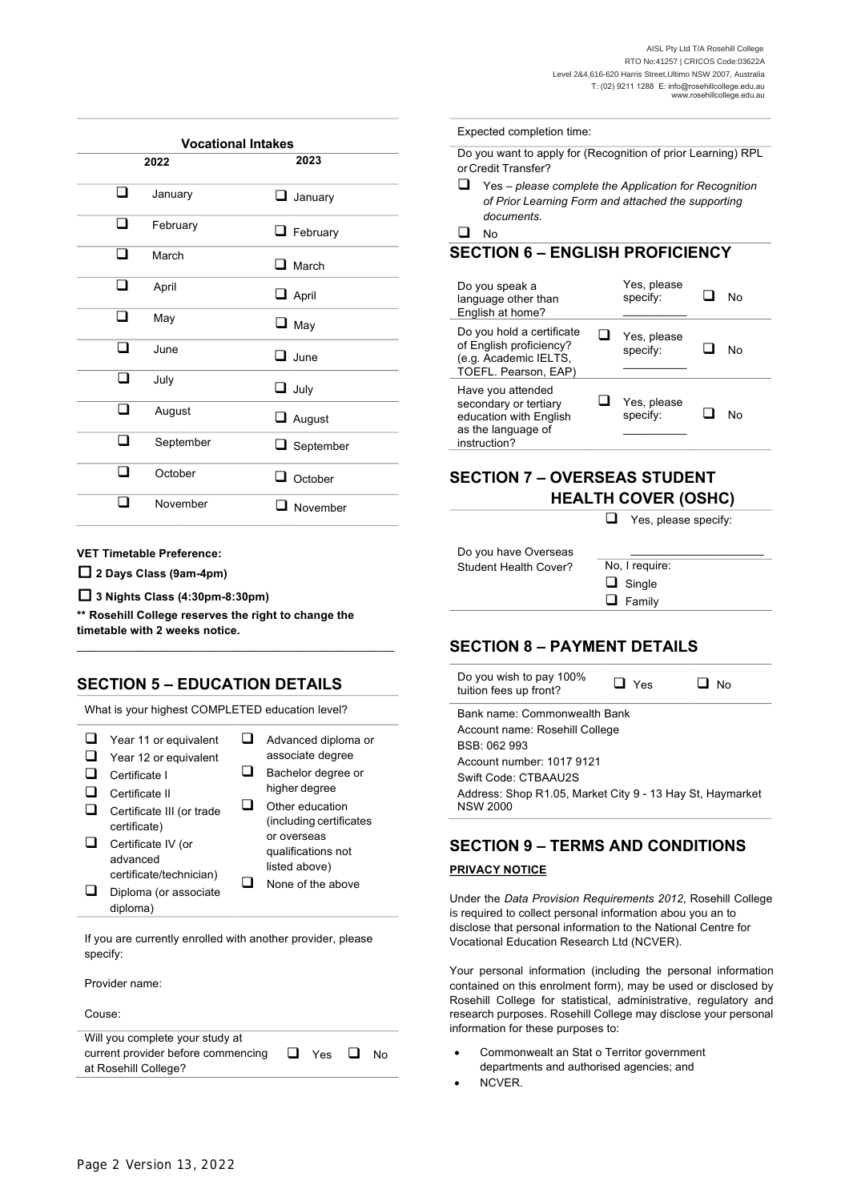### Vocational Intakes

| 2022 | 2023 |
|---|---|
| ☐ January | ☐ January |
| ☐ February | ☐ February |
| ☐ March | ☐ March |
| ☐ April | ☐ April |
| ☐ May | ☐ May |
| ☐ June | ☐ June |
| ☐ July | ☐ July |
| ☐ August | ☐ August |
| ☐ September | ☐ September |
| ☐ October | ☐ October |
| ☐ November | ☐ November |

**VET Timetable Preference:**

☐ **2 Days Class (9am-4pm)**

☐ **3 Nights Class (4:30pm-8:30pm)**

**** Rosehill College reserves the right to change the timetable with 2 weeks notice.**

## SECTION 5 – EDUCATION DETAILS

What is your highest COMPLETED education level?

- ☐ Year 11 or equivalent
- ☐ Year 12 or equivalent
- ☐ Certificate I
- ☐ Certificate II
- ☐ Certificate III (or trade certificate)
- ☐ Certificate IV (or advanced certificate/technician)
- ☐ Diploma (or associate diploma)
- ☐ Advanced diploma or associate degree
- ☐ Bachelor degree or higher degree
- ☐ Other education (including certificates or overseas qualifications not listed above)
- ☐ None of the above

If you are currently enrolled with another provider, please specify:

Provider name:

Couse:

Will you complete your study at current provider before commencing at Rosehill College? ☐ Yes ☐ No

Expected completion time:

Do you want to apply for (Recognition of prior Learning) RPL or Credit Transfer?

☐ Yes – *please complete the Application for Recognition of Prior Learning Form and attached the supporting documents.*

☐ No

## SECTION 6 – ENGLISH PROFICIENCY

| | | |
|---|---|---|
| Do you speak a language other than English at home? | Yes, please specify: __________ | ☐ No |
| Do you hold a certificate of English proficiency? (e.g. Academic IELTS, TOEFL. Pearson, EAP) | ☐ Yes, please specify: __________ | ☐ No |
| Have you attended secondary or tertiary education with English as the language of instruction? | ☐ Yes, please specify: __________ | ☐ No |

## SECTION 7 – OVERSEAS STUDENT HEALTH COVER (OSHC)

Do you have Overseas Student Health Cover?

☐ Yes, please specify: ____________________

No, I require:

☐ Single

☐ Family

## SECTION 8 – PAYMENT DETAILS

Do you wish to pay 100% tuition fees up front? ☐ Yes ☐ No

Bank name: Commonwealth Bank
Account name: Rosehill College
BSB: 062 993
Account number: 1017 9121
Swift Code: CTBAAU2S
Address: Shop R1.05, Market City 9 - 13 Hay St, Haymarket NSW 2000

## SECTION 9 – TERMS AND CONDITIONS

**PRIVACY NOTICE**

Under the *Data Provision Requirements 2012*, Rosehill College is required to collect personal information abou you an to disclose that personal information to the National Centre for Vocational Education Research Ltd (NCVER).

Your personal information (including the personal information contained on this enrolment form), may be used or disclosed by Rosehill College for statistical, administrative, regulatory and research purposes. Rosehill College may disclose your personal information for these purposes to:

- Commonwealt an Stat o Territor government departments and authorised agencies; and
- NCVER.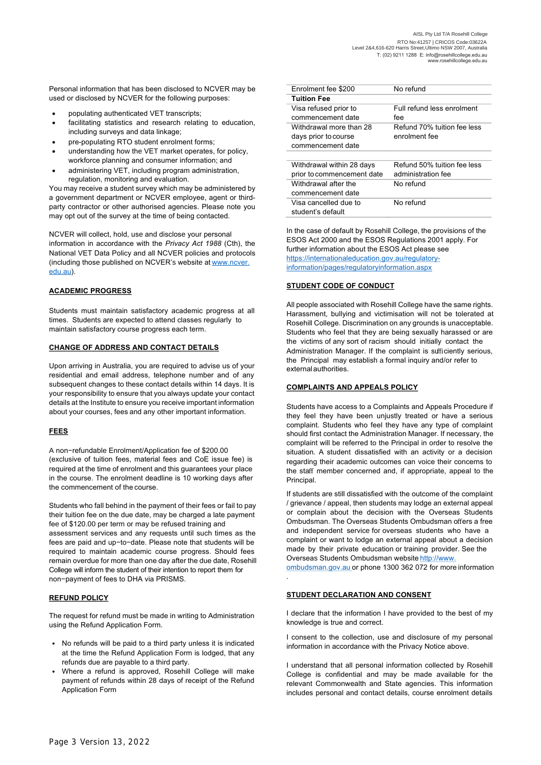Personal information that has been disclosed to NCVER may be used or disclosed by NCVER for the following purposes:

- populating authenticated VET transcripts;
- facilitating statistics and research relating to education, including surveys and data linkage;
- pre-populating RTO student enrolment forms;
- understanding how the VET market operates, for policy, workforce planning and consumer information; and
- administering VET, including program administration, regulation, monitoring and evaluation.

You may receive a student survey which may be administered by a government department or NCVER employee, agent or third-party contractor or other authorised agencies. Please note you may opt out of the survey at the time of being contacted.

NCVER will collect, hold, use and disclose your personal information in accordance with the *Privacy Act 1988* (Cth), the National VET Data Policy and all NCVER policies and protocols (including those published on NCVER's website at www.ncver.edu.au).

## ACADEMIC PROGRESS

Students must maintain satisfactory academic progress at all times. Students are expected to attend classes regularly to maintain satisfactory course progress each term.

## CHANGE OF ADDRESS AND CONTACT DETAILS

Upon arriving in Australia, you are required to advise us of your residential and email address, telephone number and of any subsequent changes to these contact details within 14 days. It is your responsibility to ensure that you always update your contact details at the Institute to ensure you receive important information about your courses, fees and any other important information.

## FEES

A non−refundable Enrolment/Application fee of $200.00 (exclusive of tuition fees, material fees and CoE issue fee) is required at the time of enrolment and this guarantees your place in the course. The enrolment deadline is 10 working days after the commencement of the course.

Students who fall behind in the payment of their fees or fail to pay their tuition fee on the due date, may be charged a late payment fee of $120.00 per term or may be refused training and assessment services and any requests until such times as the fees are paid and up−to−date. Please note that students will be required to maintain academic course progress. Should fees remain overdue for more than one day after the due date, Rosehill College will inform the student of their intention to report them for non−payment of fees to DHA via PRISMS.

## REFUND POLICY

The request for refund must be made in writing to Administration using the Refund Application Form.

- No refunds will be paid to a third party unless it is indicated at the time the Refund Application Form is lodged, that any refunds due are payable to a third party.
- Where a refund is approved, Rosehill College will make payment of refunds within 28 days of receipt of the Refund Application Form

| Enrolment fee $200 | No refund |
|---|---|
| **Tuition Fee** | |
| Visa refused prior to commencement date | Full refund less enrolment fee |
| Withdrawal more than 28 days prior to course commencement date | Refund 70% tuition fee less enrolment fee |
| Withdrawal within 28 days prior to commencement date | Refund 50% tuition fee less administration fee |
| Withdrawal after the commencement date | No refund |
| Visa cancelled due to student's default | No refund |

In the case of default by Rosehill College, the provisions of the ESOS Act 2000 and the ESOS Regulations 2001 apply. For further information about the ESOS Act please see https://internationaleducation.gov.au/regulatory-information/pages/regulatoryinformation.aspx

## STUDENT CODE OF CONDUCT

All people associated with Rosehill College have the same rights. Harassment, bullying and victimisation will not be tolerated at Rosehill College. Discrimination on any grounds is unacceptable. Students who feel that they are being sexually harassed or are the victims of any sort of racism should initially contact the Administration Manager. If the complaint is sufficiently serious, the Principal may establish a formal inquiry and/or refer to external authorities.

## COMPLAINTS AND APPEALS POLICY

Students have access to a Complaints and Appeals Procedure if they feel they have been unjustly treated or have a serious complaint. Students who feel they have any type of complaint should first contact the Administration Manager. If necessary, the complaint will be referred to the Principal in order to resolve the situation. A student dissatisfied with an activity or a decision regarding their academic outcomes can voice their concerns to the staff member concerned and, if appropriate, appeal to the Principal.

If students are still dissatisfied with the outcome of the complaint / grievance / appeal, then students may lodge an external appeal or complain about the decision with the Overseas Students Ombudsman. The Overseas Students Ombudsman offers a free and independent service for overseas students who have a complaint or want to lodge an external appeal about a decision made by their private education or training provider. See the Overseas Students Ombudsman website http://www.ombudsman.gov.au or phone 1300 362 072 for more information .

## STUDENT DECLARATION AND CONSENT

I declare that the information I have provided to the best of my knowledge is true and correct.

I consent to the collection, use and disclosure of my personal information in accordance with the Privacy Notice above.

I understand that all personal information collected by Rosehill College is confidential and may be made available for the relevant Commonwealth and State agencies. This information includes personal and contact details, course enrolment details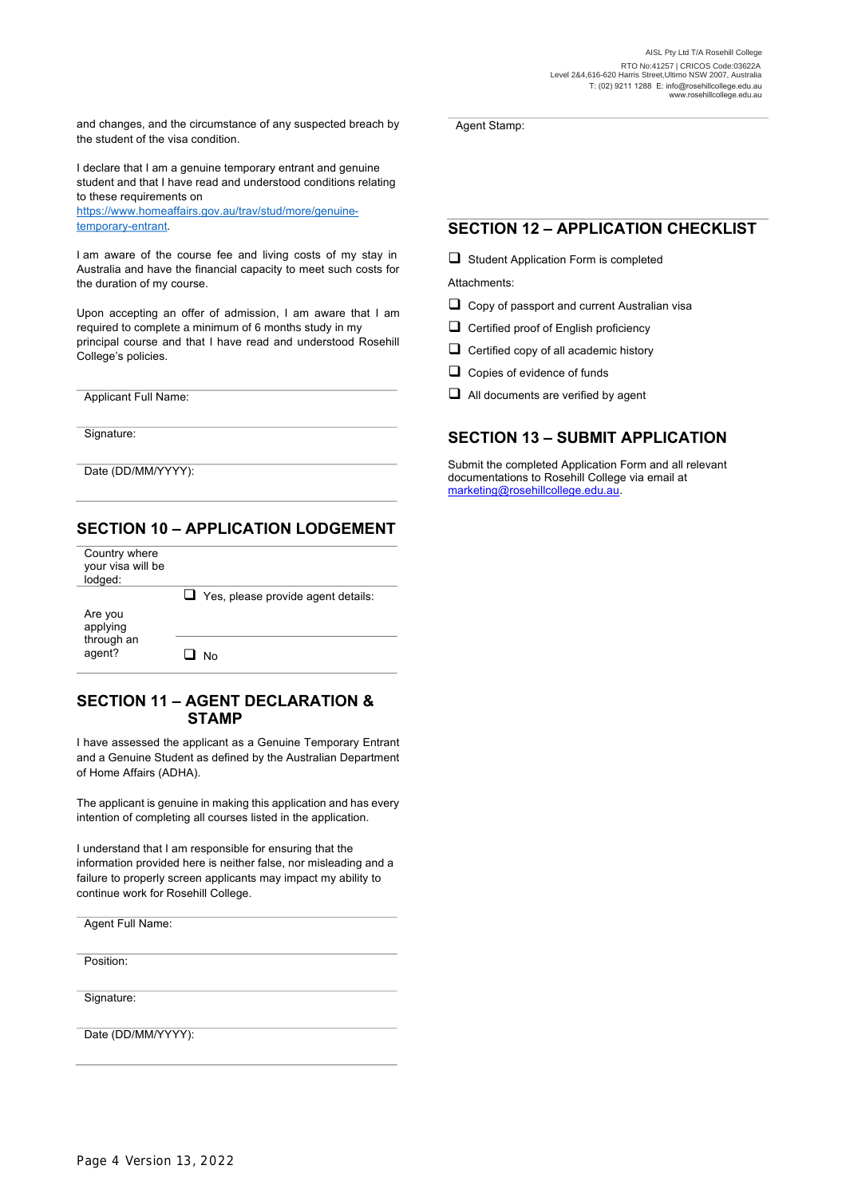and changes, and the circumstance of any suspected breach by the student of the visa condition.

I declare that I am a genuine temporary entrant and genuine student and that I have read and understood conditions relating to these requirements on https://www.homeaffairs.gov.au/trav/stud/more/genuine-temporary-entrant.

I am aware of the course fee and living costs of my stay in Australia and have the financial capacity to meet such costs for the duration of my course.

Upon accepting an offer of admission, I am aware that I am required to complete a minimum of 6 months study in my principal course and that I have read and understood Rosehill College's policies.

Applicant Full Name:

Signature:

Date (DD/MM/YYYY):

## SECTION 10 – APPLICATION LODGEMENT

| | |
|---|---|
| Country where your visa will be lodged: | |
| Are you applying through an agent? | ❑ Yes, please provide agent details: |
| | ❑ No |

## SECTION 11 – AGENT DECLARATION & STAMP

I have assessed the applicant as a Genuine Temporary Entrant and a Genuine Student as defined by the Australian Department of Home Affairs (ADHA).

The applicant is genuine in making this application and has every intention of completing all courses listed in the application.

I understand that I am responsible for ensuring that the information provided here is neither false, nor misleading and a failure to properly screen applicants may impact my ability to continue work for Rosehill College.

Agent Full Name:

Position:

Signature:

Date (DD/MM/YYYY):

Agent Stamp:

## SECTION 12 – APPLICATION CHECKLIST

❑ Student Application Form is completed

Attachments:

❑ Copy of passport and current Australian visa

❑ Certified proof of English proficiency

❑ Certified copy of all academic history

❑ Copies of evidence of funds

❑ All documents are verified by agent

## SECTION 13 – SUBMIT APPLICATION

Submit the completed Application Form and all relevant documentations to Rosehill College via email at marketing@rosehillcollege.edu.au.